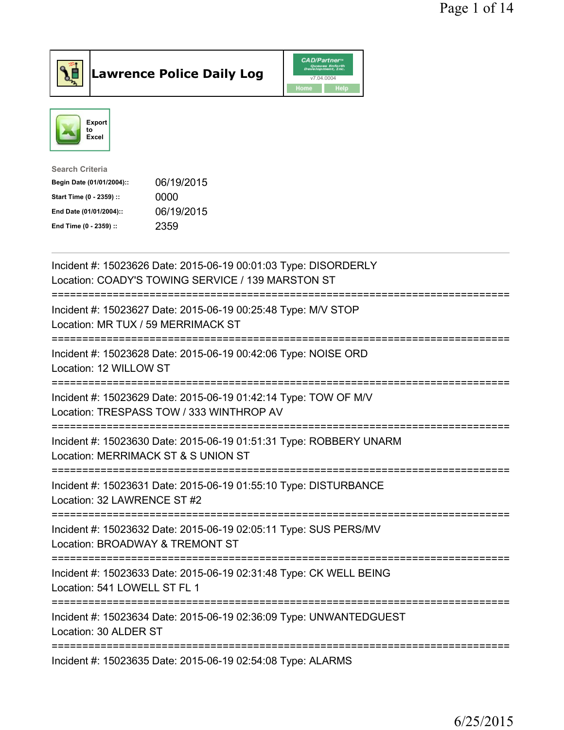# Lawrence Police Daily Log

Export to Excel

Search Criteria

| | |
|---|---|
| **Begin Date (01/01/2004)::** | 06/19/2015 |
| **Start Time (0 - 2359) ::** | 0000 |
| **End Date (01/01/2004)::** | 06/19/2015 |
| **End Time (0 - 2359) ::** | 2359 |

---

Incident #: 15023626 Date: 2015-06-19 00:01:03 Type: DISORDERLY
Location: COADY'S TOWING SERVICE / 139 MARSTON ST

===========================================================================

Incident #: 15023627 Date: 2015-06-19 00:25:48 Type: M/V STOP
Location: MR TUX / 59 MERRIMACK ST

===========================================================================

Incident #: 15023628 Date: 2015-06-19 00:42:06 Type: NOISE ORD
Location: 12 WILLOW ST

===========================================================================

Incident #: 15023629 Date: 2015-06-19 01:42:14 Type: TOW OF M/V
Location: TRESPASS TOW / 333 WINTHROP AV

===========================================================================

Incident #: 15023630 Date: 2015-06-19 01:51:31 Type: ROBBERY UNARM
Location: MERRIMACK ST & S UNION ST

===========================================================================

Incident #: 15023631 Date: 2015-06-19 01:55:10 Type: DISTURBANCE
Location: 32 LAWRENCE ST #2

===========================================================================

Incident #: 15023632 Date: 2015-06-19 02:05:11 Type: SUS PERS/MV
Location: BROADWAY & TREMONT ST

===========================================================================

Incident #: 15023633 Date: 2015-06-19 02:31:48 Type: CK WELL BEING
Location: 541 LOWELL ST FL 1

===========================================================================

Incident #: 15023634 Date: 2015-06-19 02:36:09 Type: UNWANTEDGUEST
Location: 30 ALDER ST

===========================================================================

Incident #: 15023635 Date: 2015-06-19 02:54:08 Type: ALARMS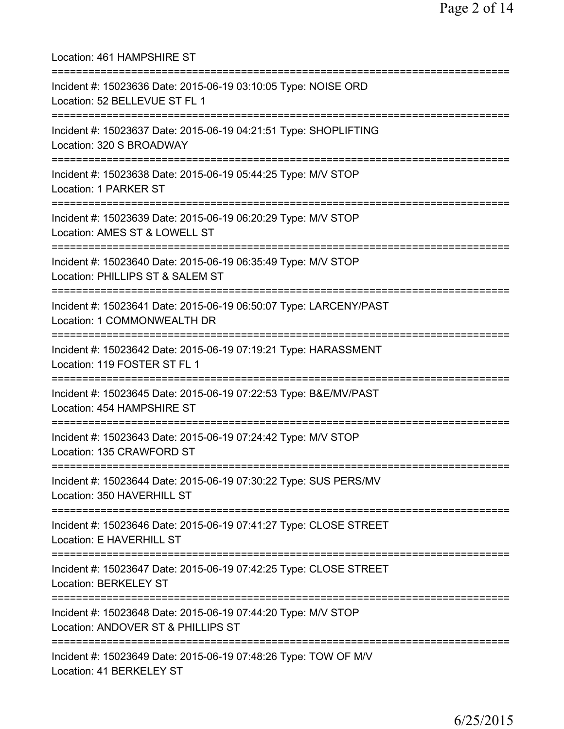Location: 461 HAMPSHIRE ST

===========================================================================

Incident #: 15023636 Date: 2015-06-19 03:10:05 Type: NOISE ORD
Location: 52 BELLEVUE ST FL 1

===========================================================================

Incident #: 15023637 Date: 2015-06-19 04:21:51 Type: SHOPLIFTING
Location: 320 S BROADWAY

===========================================================================

Incident #: 15023638 Date: 2015-06-19 05:44:25 Type: M/V STOP
Location: 1 PARKER ST

===========================================================================

Incident #: 15023639 Date: 2015-06-19 06:20:29 Type: M/V STOP
Location: AMES ST & LOWELL ST

===========================================================================

Incident #: 15023640 Date: 2015-06-19 06:35:49 Type: M/V STOP
Location: PHILLIPS ST & SALEM ST

===========================================================================

Incident #: 15023641 Date: 2015-06-19 06:50:07 Type: LARCENY/PAST
Location: 1 COMMONWEALTH DR

===========================================================================

Incident #: 15023642 Date: 2015-06-19 07:19:21 Type: HARASSMENT
Location: 119 FOSTER ST FL 1

===========================================================================

Incident #: 15023645 Date: 2015-06-19 07:22:53 Type: B&E/MV/PAST
Location: 454 HAMPSHIRE ST

===========================================================================

Incident #: 15023643 Date: 2015-06-19 07:24:42 Type: M/V STOP
Location: 135 CRAWFORD ST

===========================================================================

Incident #: 15023644 Date: 2015-06-19 07:30:22 Type: SUS PERS/MV
Location: 350 HAVERHILL ST

===========================================================================

Incident #: 15023646 Date: 2015-06-19 07:41:27 Type: CLOSE STREET
Location: E HAVERHILL ST

===========================================================================

Incident #: 15023647 Date: 2015-06-19 07:42:25 Type: CLOSE STREET
Location: BERKELEY ST

===========================================================================

Incident #: 15023648 Date: 2015-06-19 07:44:20 Type: M/V STOP
Location: ANDOVER ST & PHILLIPS ST

===========================================================================

Incident #: 15023649 Date: 2015-06-19 07:48:26 Type: TOW OF M/V
Location: 41 BERKELEY ST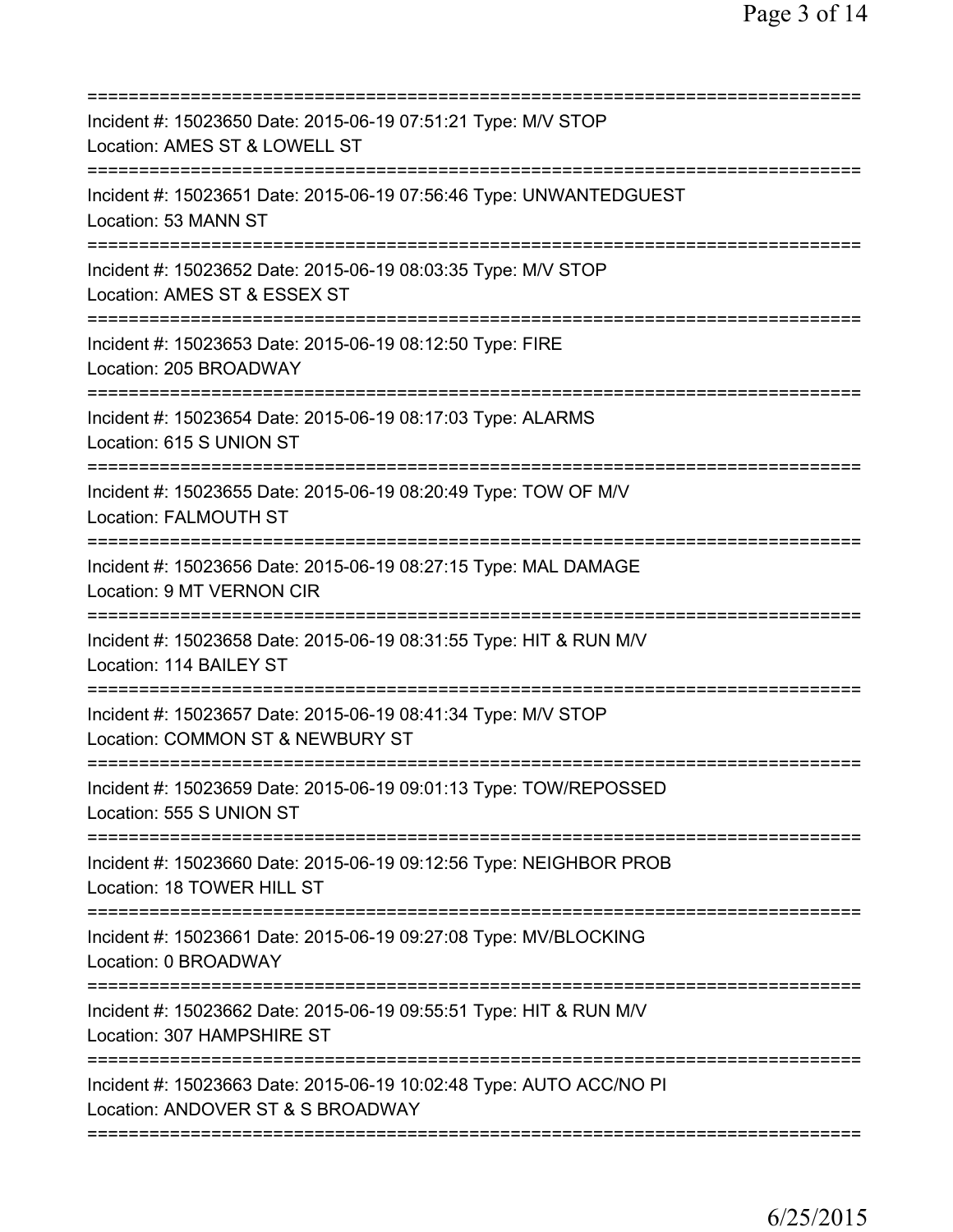==============================================================================
Incident #: 15023650 Date: 2015-06-19 07:51:21 Type: M/V STOP
Location: AMES ST & LOWELL ST
==============================================================================
Incident #: 15023651 Date: 2015-06-19 07:56:46 Type: UNWANTEDGUEST
Location: 53 MANN ST
==============================================================================
Incident #: 15023652 Date: 2015-06-19 08:03:35 Type: M/V STOP
Location: AMES ST & ESSEX ST
==============================================================================
Incident #: 15023653 Date: 2015-06-19 08:12:50 Type: FIRE
Location: 205 BROADWAY
==============================================================================
Incident #: 15023654 Date: 2015-06-19 08:17:03 Type: ALARMS
Location: 615 S UNION ST
==============================================================================
Incident #: 15023655 Date: 2015-06-19 08:20:49 Type: TOW OF M/V
Location: FALMOUTH ST
==============================================================================
Incident #: 15023656 Date: 2015-06-19 08:27:15 Type: MAL DAMAGE
Location: 9 MT VERNON CIR
==============================================================================
Incident #: 15023658 Date: 2015-06-19 08:31:55 Type: HIT & RUN M/V
Location: 114 BAILEY ST
==============================================================================
Incident #: 15023657 Date: 2015-06-19 08:41:34 Type: M/V STOP
Location: COMMON ST & NEWBURY ST
==============================================================================
Incident #: 15023659 Date: 2015-06-19 09:01:13 Type: TOW/REPOSSED
Location: 555 S UNION ST
==============================================================================
Incident #: 15023660 Date: 2015-06-19 09:12:56 Type: NEIGHBOR PROB
Location: 18 TOWER HILL ST
==============================================================================
Incident #: 15023661 Date: 2015-06-19 09:27:08 Type: MV/BLOCKING
Location: 0 BROADWAY
==============================================================================
Incident #: 15023662 Date: 2015-06-19 09:55:51 Type: HIT & RUN M/V
Location: 307 HAMPSHIRE ST
==============================================================================
Incident #: 15023663 Date: 2015-06-19 10:02:48 Type: AUTO ACC/NO PI
Location: ANDOVER ST & S BROADWAY
==============================================================================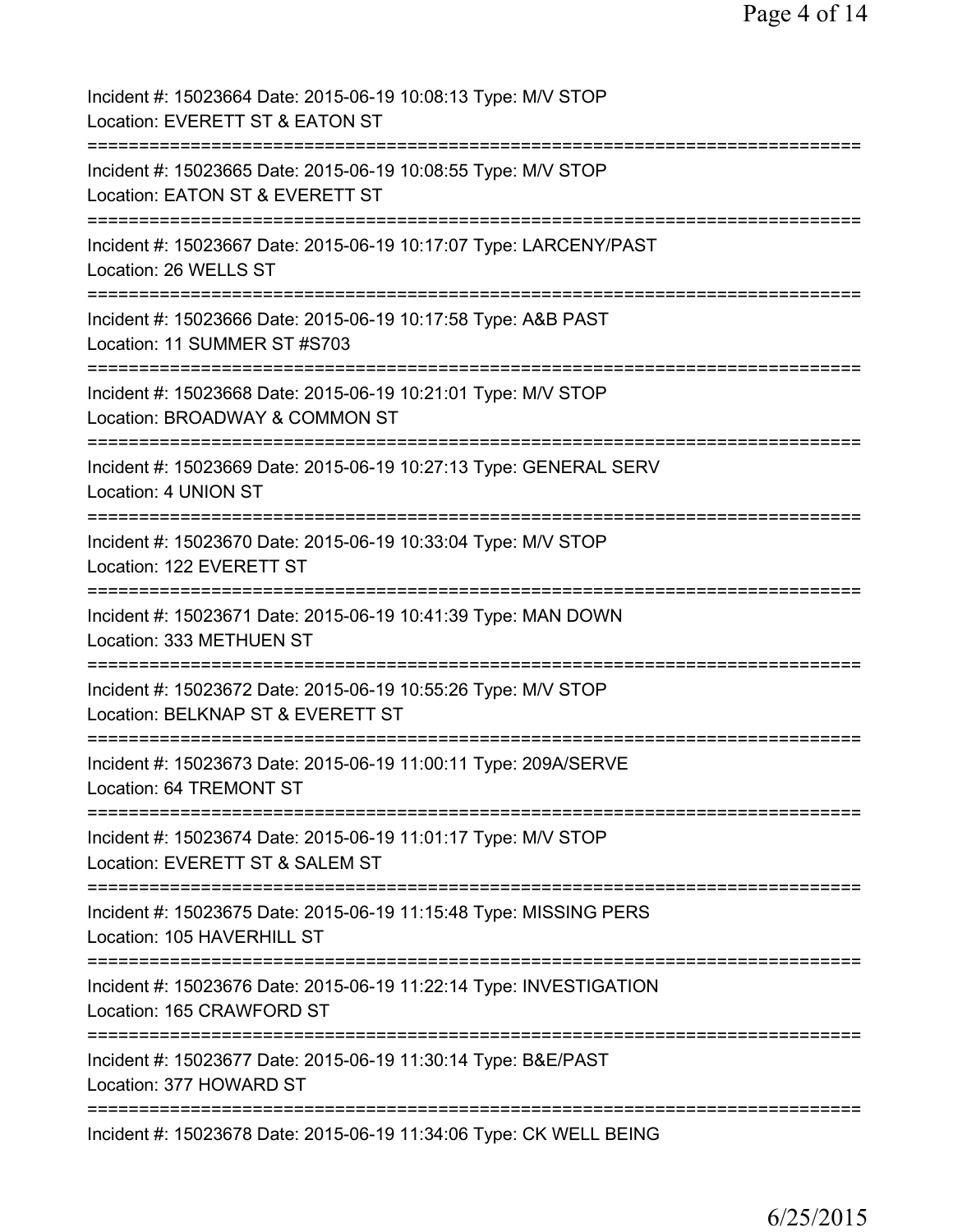Incident #: 15023664 Date: 2015-06-19 10:08:13 Type: M/V STOP
Location: EVERETT ST & EATON ST

===========================================================================

Incident #: 15023665 Date: 2015-06-19 10:08:55 Type: M/V STOP
Location: EATON ST & EVERETT ST

===========================================================================

Incident #: 15023667 Date: 2015-06-19 10:17:07 Type: LARCENY/PAST
Location: 26 WELLS ST

===========================================================================

Incident #: 15023666 Date: 2015-06-19 10:17:58 Type: A&B PAST
Location: 11 SUMMER ST #S703

===========================================================================

Incident #: 15023668 Date: 2015-06-19 10:21:01 Type: M/V STOP
Location: BROADWAY & COMMON ST

===========================================================================

Incident #: 15023669 Date: 2015-06-19 10:27:13 Type: GENERAL SERV
Location: 4 UNION ST

===========================================================================

Incident #: 15023670 Date: 2015-06-19 10:33:04 Type: M/V STOP
Location: 122 EVERETT ST

===========================================================================

Incident #: 15023671 Date: 2015-06-19 10:41:39 Type: MAN DOWN
Location: 333 METHUEN ST

===========================================================================

Incident #: 15023672 Date: 2015-06-19 10:55:26 Type: M/V STOP
Location: BELKNAP ST & EVERETT ST

===========================================================================

Incident #: 15023673 Date: 2015-06-19 11:00:11 Type: 209A/SERVE
Location: 64 TREMONT ST

===========================================================================

Incident #: 15023674 Date: 2015-06-19 11:01:17 Type: M/V STOP
Location: EVERETT ST & SALEM ST

===========================================================================

Incident #: 15023675 Date: 2015-06-19 11:15:48 Type: MISSING PERS
Location: 105 HAVERHILL ST

===========================================================================

Incident #: 15023676 Date: 2015-06-19 11:22:14 Type: INVESTIGATION
Location: 165 CRAWFORD ST

===========================================================================

Incident #: 15023677 Date: 2015-06-19 11:30:14 Type: B&E/PAST
Location: 377 HOWARD ST

===========================================================================

Incident #: 15023678 Date: 2015-06-19 11:34:06 Type: CK WELL BEING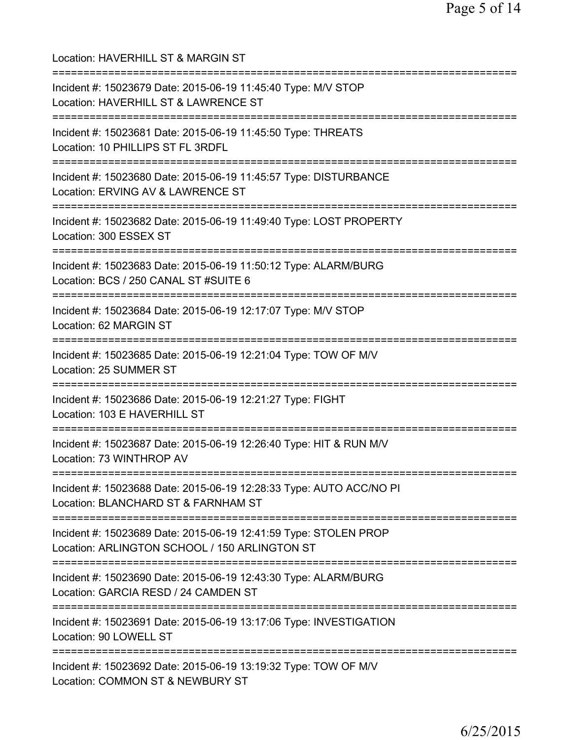Location: HAVERHILL ST & MARGIN ST

===========================================================================

Incident #: 15023679 Date: 2015-06-19 11:45:40 Type: M/V STOP
Location: HAVERHILL ST & LAWRENCE ST

===========================================================================

Incident #: 15023681 Date: 2015-06-19 11:45:50 Type: THREATS
Location: 10 PHILLIPS ST FL 3RDFL

===========================================================================

Incident #: 15023680 Date: 2015-06-19 11:45:57 Type: DISTURBANCE
Location: ERVING AV & LAWRENCE ST

===========================================================================

Incident #: 15023682 Date: 2015-06-19 11:49:40 Type: LOST PROPERTY
Location: 300 ESSEX ST

===========================================================================

Incident #: 15023683 Date: 2015-06-19 11:50:12 Type: ALARM/BURG
Location: BCS / 250 CANAL ST #SUITE 6

===========================================================================

Incident #: 15023684 Date: 2015-06-19 12:17:07 Type: M/V STOP
Location: 62 MARGIN ST

===========================================================================

Incident #: 15023685 Date: 2015-06-19 12:21:04 Type: TOW OF M/V
Location: 25 SUMMER ST

===========================================================================

Incident #: 15023686 Date: 2015-06-19 12:21:27 Type: FIGHT
Location: 103 E HAVERHILL ST

===========================================================================

Incident #: 15023687 Date: 2015-06-19 12:26:40 Type: HIT & RUN M/V
Location: 73 WINTHROP AV

===========================================================================

Incident #: 15023688 Date: 2015-06-19 12:28:33 Type: AUTO ACC/NO PI
Location: BLANCHARD ST & FARNHAM ST

===========================================================================

Incident #: 15023689 Date: 2015-06-19 12:41:59 Type: STOLEN PROP
Location: ARLINGTON SCHOOL / 150 ARLINGTON ST

===========================================================================

Incident #: 15023690 Date: 2015-06-19 12:43:30 Type: ALARM/BURG
Location: GARCIA RESD / 24 CAMDEN ST

===========================================================================

Incident #: 15023691 Date: 2015-06-19 13:17:06 Type: INVESTIGATION
Location: 90 LOWELL ST

===========================================================================

Incident #: 15023692 Date: 2015-06-19 13:19:32 Type: TOW OF M/V
Location: COMMON ST & NEWBURY ST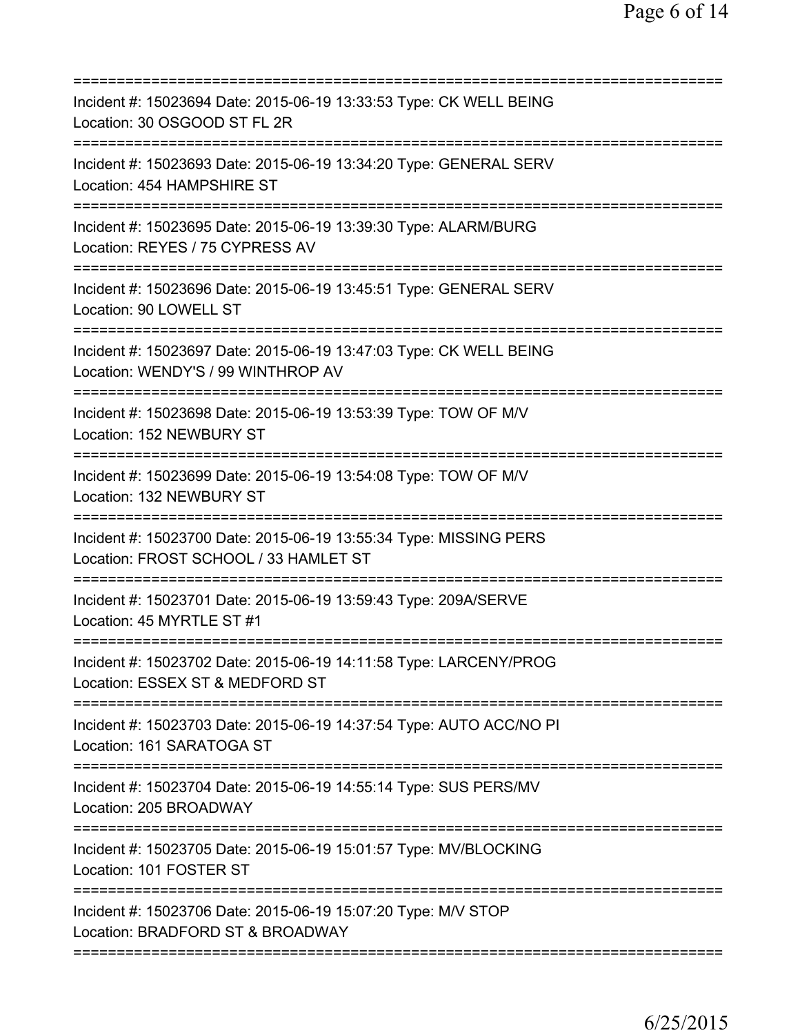===========================================================================

Incident #: 15023694 Date: 2015-06-19 13:33:53 Type: CK WELL BEING
Location: 30 OSGOOD ST FL 2R

===========================================================================

Incident #: 15023693 Date: 2015-06-19 13:34:20 Type: GENERAL SERV
Location: 454 HAMPSHIRE ST

===========================================================================

Incident #: 15023695 Date: 2015-06-19 13:39:30 Type: ALARM/BURG
Location: REYES / 75 CYPRESS AV

===========================================================================

Incident #: 15023696 Date: 2015-06-19 13:45:51 Type: GENERAL SERV
Location: 90 LOWELL ST

===========================================================================

Incident #: 15023697 Date: 2015-06-19 13:47:03 Type: CK WELL BEING
Location: WENDY'S / 99 WINTHROP AV

===========================================================================

Incident #: 15023698 Date: 2015-06-19 13:53:39 Type: TOW OF M/V
Location: 152 NEWBURY ST

===========================================================================

Incident #: 15023699 Date: 2015-06-19 13:54:08 Type: TOW OF M/V
Location: 132 NEWBURY ST

===========================================================================

Incident #: 15023700 Date: 2015-06-19 13:55:34 Type: MISSING PERS
Location: FROST SCHOOL / 33 HAMLET ST

===========================================================================

Incident #: 15023701 Date: 2015-06-19 13:59:43 Type: 209A/SERVE
Location: 45 MYRTLE ST #1

===========================================================================

Incident #: 15023702 Date: 2015-06-19 14:11:58 Type: LARCENY/PROG
Location: ESSEX ST & MEDFORD ST

===========================================================================

Incident #: 15023703 Date: 2015-06-19 14:37:54 Type: AUTO ACC/NO PI
Location: 161 SARATOGA ST

===========================================================================

Incident #: 15023704 Date: 2015-06-19 14:55:14 Type: SUS PERS/MV
Location: 205 BROADWAY

===========================================================================

Incident #: 15023705 Date: 2015-06-19 15:01:57 Type: MV/BLOCKING
Location: 101 FOSTER ST

===========================================================================

Incident #: 15023706 Date: 2015-06-19 15:07:20 Type: M/V STOP
Location: BRADFORD ST & BROADWAY

===========================================================================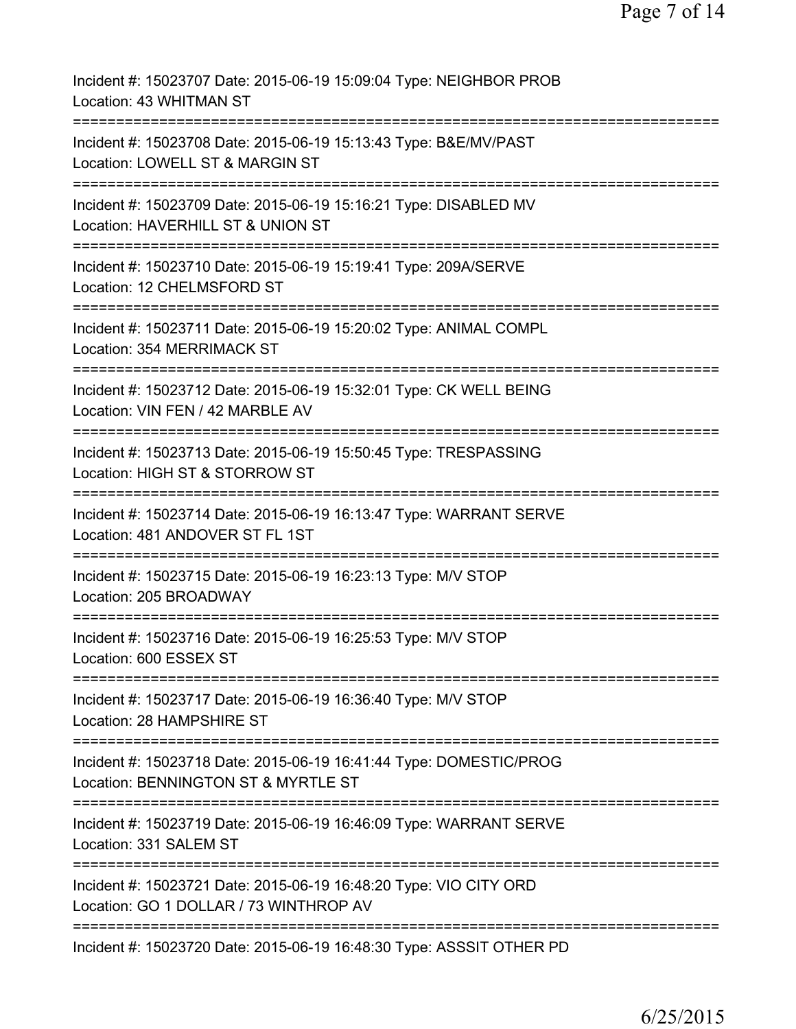Incident #: 15023707 Date: 2015-06-19 15:09:04 Type: NEIGHBOR PROB
Location: 43 WHITMAN ST
===========================================================================
Incident #: 15023708 Date: 2015-06-19 15:13:43 Type: B&E/MV/PAST
Location: LOWELL ST & MARGIN ST
===========================================================================
Incident #: 15023709 Date: 2015-06-19 15:16:21 Type: DISABLED MV
Location: HAVERHILL ST & UNION ST
===========================================================================
Incident #: 15023710 Date: 2015-06-19 15:19:41 Type: 209A/SERVE
Location: 12 CHELMSFORD ST
===========================================================================
Incident #: 15023711 Date: 2015-06-19 15:20:02 Type: ANIMAL COMPL
Location: 354 MERRIMACK ST
===========================================================================
Incident #: 15023712 Date: 2015-06-19 15:32:01 Type: CK WELL BEING
Location: VIN FEN / 42 MARBLE AV
===========================================================================
Incident #: 15023713 Date: 2015-06-19 15:50:45 Type: TRESPASSING
Location: HIGH ST & STORROW ST
===========================================================================
Incident #: 15023714 Date: 2015-06-19 16:13:47 Type: WARRANT SERVE
Location: 481 ANDOVER ST FL 1ST
===========================================================================
Incident #: 15023715 Date: 2015-06-19 16:23:13 Type: M/V STOP
Location: 205 BROADWAY
===========================================================================
Incident #: 15023716 Date: 2015-06-19 16:25:53 Type: M/V STOP
Location: 600 ESSEX ST
===========================================================================
Incident #: 15023717 Date: 2015-06-19 16:36:40 Type: M/V STOP
Location: 28 HAMPSHIRE ST
===========================================================================
Incident #: 15023718 Date: 2015-06-19 16:41:44 Type: DOMESTIC/PROG
Location: BENNINGTON ST & MYRTLE ST
===========================================================================
Incident #: 15023719 Date: 2015-06-19 16:46:09 Type: WARRANT SERVE
Location: 331 SALEM ST
===========================================================================
Incident #: 15023721 Date: 2015-06-19 16:48:20 Type: VIO CITY ORD
Location: GO 1 DOLLAR / 73 WINTHROP AV
===========================================================================
Incident #: 15023720 Date: 2015-06-19 16:48:30 Type: ASSSIT OTHER PD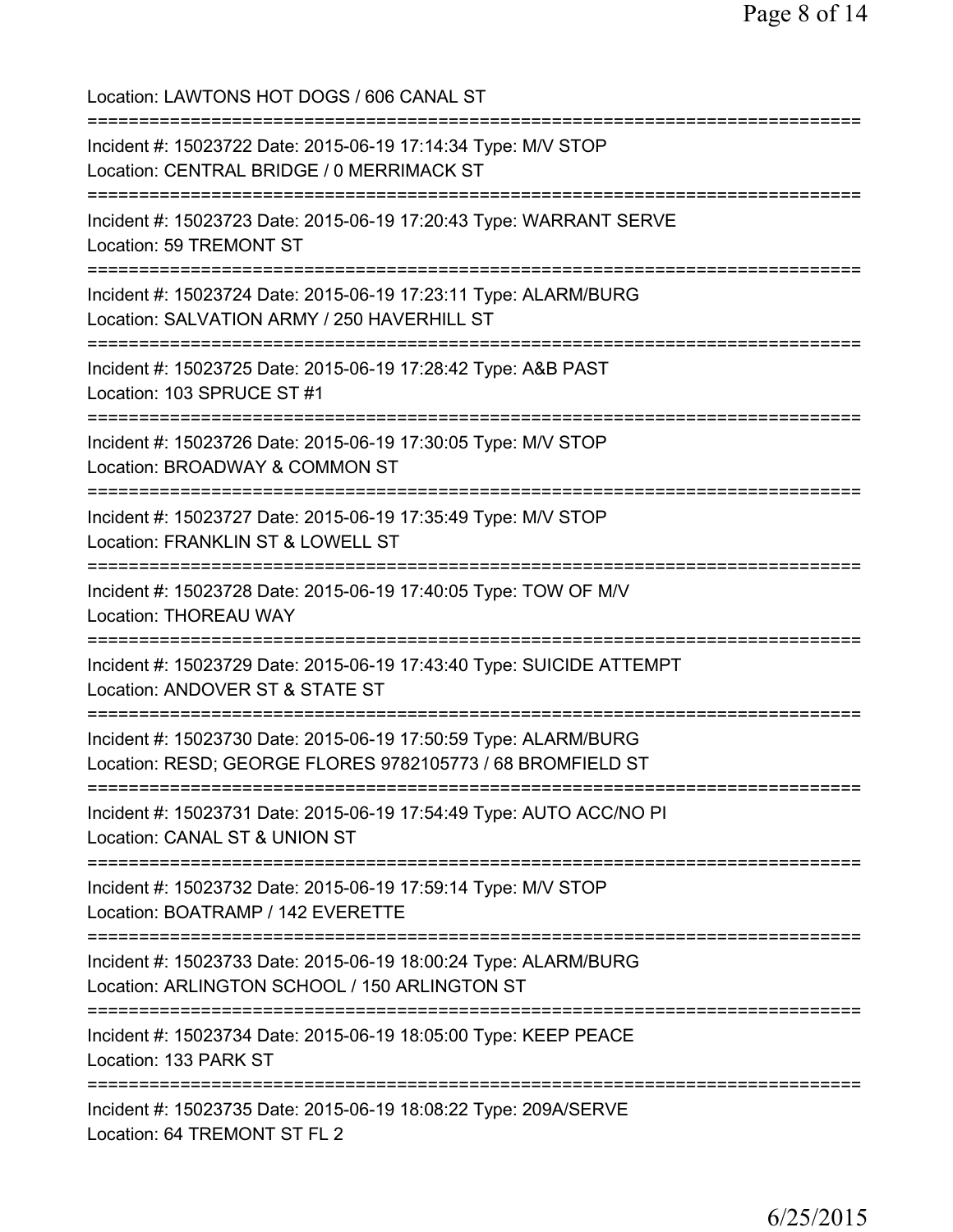Location: LAWTONS HOT DOGS / 606 CANAL ST

===========================================================================

Incident #: 15023722 Date: 2015-06-19 17:14:34 Type: M/V STOP
Location: CENTRAL BRIDGE / 0 MERRIMACK ST

===========================================================================

Incident #: 15023723 Date: 2015-06-19 17:20:43 Type: WARRANT SERVE
Location: 59 TREMONT ST

===========================================================================

Incident #: 15023724 Date: 2015-06-19 17:23:11 Type: ALARM/BURG
Location: SALVATION ARMY / 250 HAVERHILL ST

===========================================================================

Incident #: 15023725 Date: 2015-06-19 17:28:42 Type: A&B PAST
Location: 103 SPRUCE ST #1

===========================================================================

Incident #: 15023726 Date: 2015-06-19 17:30:05 Type: M/V STOP
Location: BROADWAY & COMMON ST

===========================================================================

Incident #: 15023727 Date: 2015-06-19 17:35:49 Type: M/V STOP
Location: FRANKLIN ST & LOWELL ST

===========================================================================

Incident #: 15023728 Date: 2015-06-19 17:40:05 Type: TOW OF M/V
Location: THOREAU WAY

===========================================================================

Incident #: 15023729 Date: 2015-06-19 17:43:40 Type: SUICIDE ATTEMPT
Location: ANDOVER ST & STATE ST

===========================================================================

Incident #: 15023730 Date: 2015-06-19 17:50:59 Type: ALARM/BURG
Location: RESD; GEORGE FLORES 9782105773 / 68 BROMFIELD ST

===========================================================================

Incident #: 15023731 Date: 2015-06-19 17:54:49 Type: AUTO ACC/NO PI
Location: CANAL ST & UNION ST

===========================================================================

Incident #: 15023732 Date: 2015-06-19 17:59:14 Type: M/V STOP
Location: BOATRAMP / 142 EVERETTE

===========================================================================

Incident #: 15023733 Date: 2015-06-19 18:00:24 Type: ALARM/BURG
Location: ARLINGTON SCHOOL / 150 ARLINGTON ST

===========================================================================

Incident #: 15023734 Date: 2015-06-19 18:05:00 Type: KEEP PEACE
Location: 133 PARK ST

===========================================================================

Incident #: 15023735 Date: 2015-06-19 18:08:22 Type: 209A/SERVE
Location: 64 TREMONT ST FL 2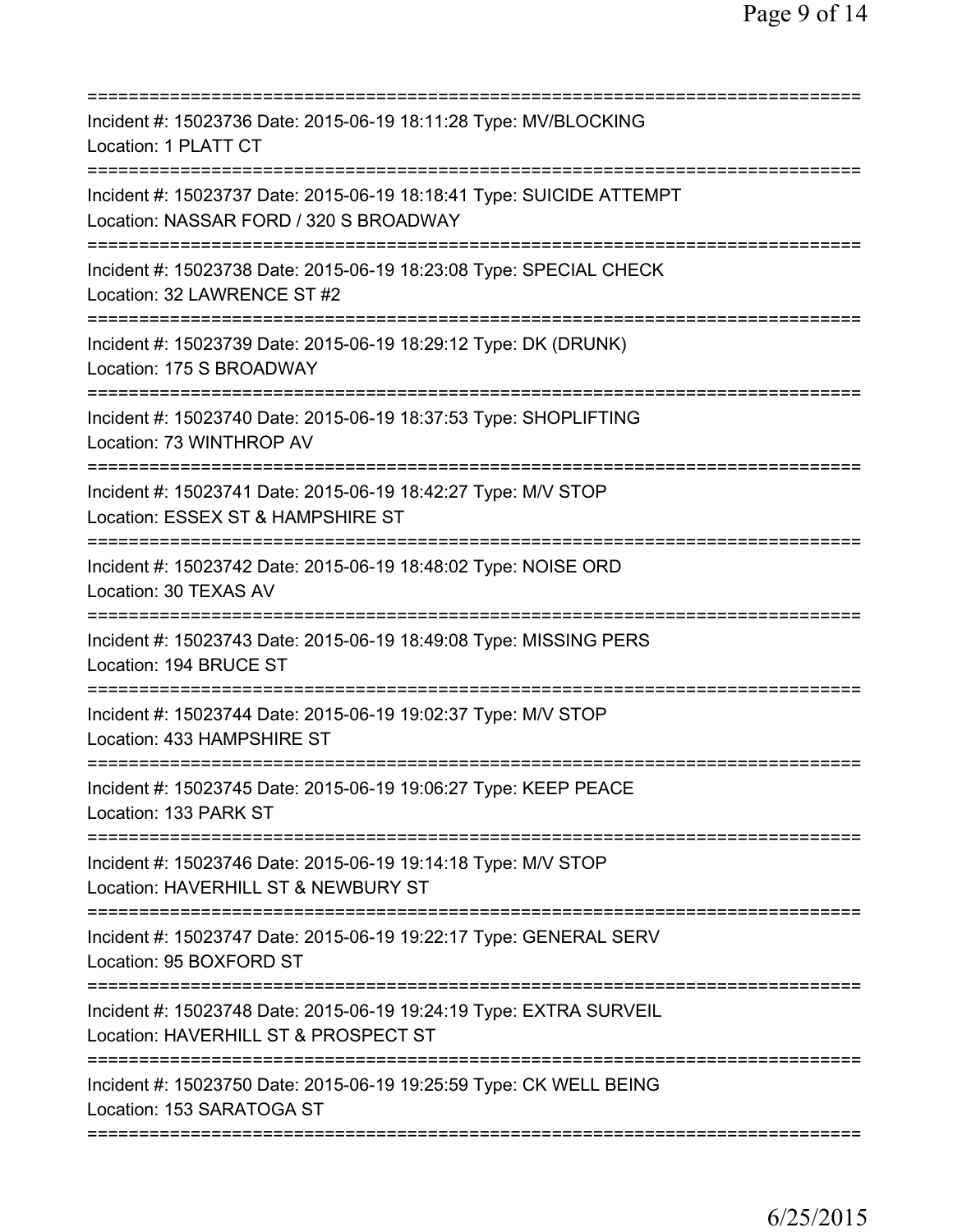===========================================================================
Incident #: 15023736 Date: 2015-06-19 18:11:28 Type: MV/BLOCKING
Location: 1 PLATT CT
===========================================================================
Incident #: 15023737 Date: 2015-06-19 18:18:41 Type: SUICIDE ATTEMPT
Location: NASSAR FORD / 320 S BROADWAY
===========================================================================
Incident #: 15023738 Date: 2015-06-19 18:23:08 Type: SPECIAL CHECK
Location: 32 LAWRENCE ST #2
===========================================================================
Incident #: 15023739 Date: 2015-06-19 18:29:12 Type: DK (DRUNK)
Location: 175 S BROADWAY
===========================================================================
Incident #: 15023740 Date: 2015-06-19 18:37:53 Type: SHOPLIFTING
Location: 73 WINTHROP AV
===========================================================================
Incident #: 15023741 Date: 2015-06-19 18:42:27 Type: M/V STOP
Location: ESSEX ST & HAMPSHIRE ST
===========================================================================
Incident #: 15023742 Date: 2015-06-19 18:48:02 Type: NOISE ORD
Location: 30 TEXAS AV
===========================================================================
Incident #: 15023743 Date: 2015-06-19 18:49:08 Type: MISSING PERS
Location: 194 BRUCE ST
===========================================================================
Incident #: 15023744 Date: 2015-06-19 19:02:37 Type: M/V STOP
Location: 433 HAMPSHIRE ST
===========================================================================
Incident #: 15023745 Date: 2015-06-19 19:06:27 Type: KEEP PEACE
Location: 133 PARK ST
===========================================================================
Incident #: 15023746 Date: 2015-06-19 19:14:18 Type: M/V STOP
Location: HAVERHILL ST & NEWBURY ST
===========================================================================
Incident #: 15023747 Date: 2015-06-19 19:22:17 Type: GENERAL SERV
Location: 95 BOXFORD ST
===========================================================================
Incident #: 15023748 Date: 2015-06-19 19:24:19 Type: EXTRA SURVEIL
Location: HAVERHILL ST & PROSPECT ST
===========================================================================
Incident #: 15023750 Date: 2015-06-19 19:25:59 Type: CK WELL BEING
Location: 153 SARATOGA ST
===========================================================================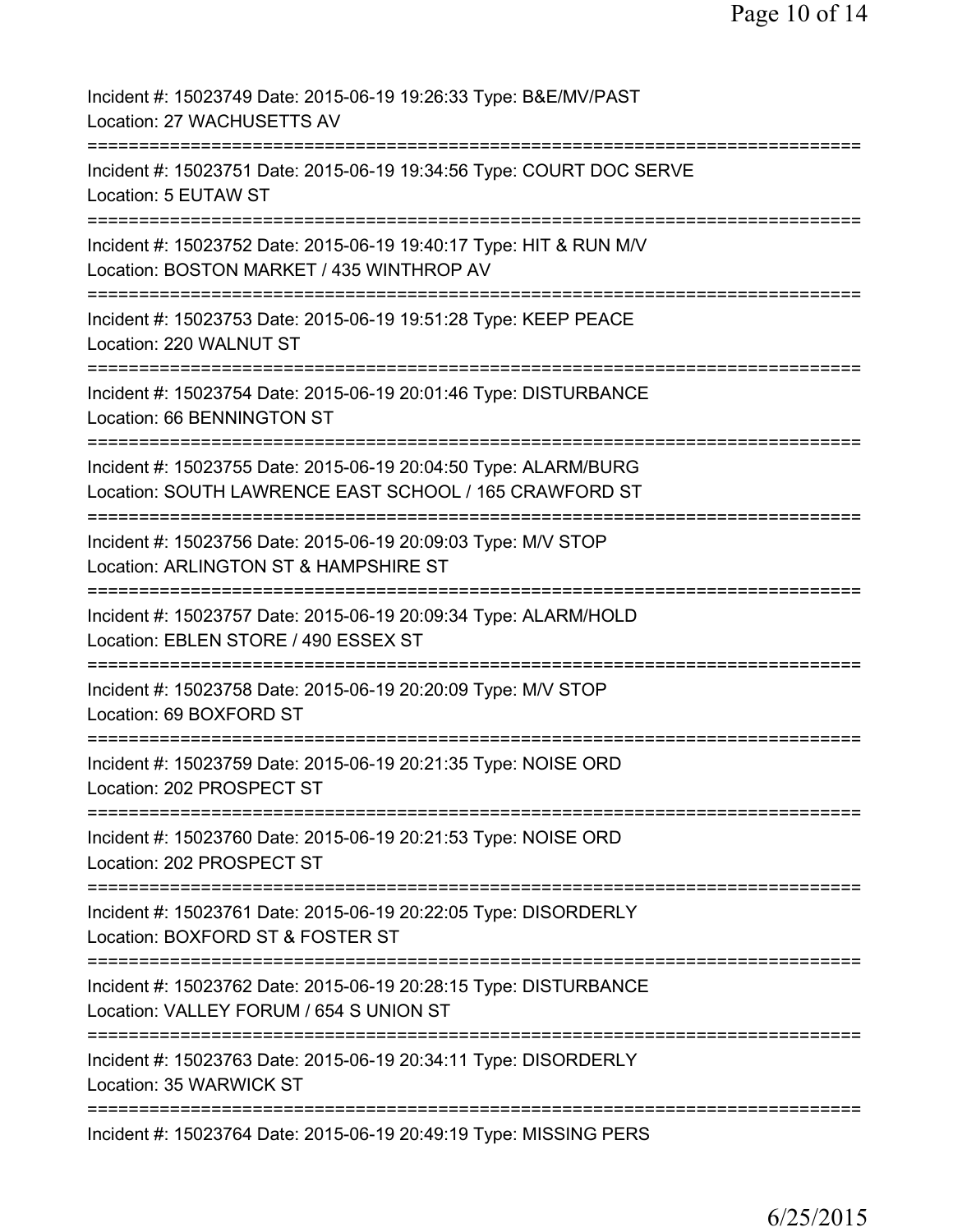Incident #: 15023749 Date: 2015-06-19 19:26:33 Type: B&E/MV/PAST
Location: 27 WACHUSETTS AV

===========================================================================

Incident #: 15023751 Date: 2015-06-19 19:34:56 Type: COURT DOC SERVE
Location: 5 EUTAW ST

===========================================================================

Incident #: 15023752 Date: 2015-06-19 19:40:17 Type: HIT & RUN M/V
Location: BOSTON MARKET / 435 WINTHROP AV

===========================================================================

Incident #: 15023753 Date: 2015-06-19 19:51:28 Type: KEEP PEACE
Location: 220 WALNUT ST

===========================================================================

Incident #: 15023754 Date: 2015-06-19 20:01:46 Type: DISTURBANCE
Location: 66 BENNINGTON ST

===========================================================================

Incident #: 15023755 Date: 2015-06-19 20:04:50 Type: ALARM/BURG
Location: SOUTH LAWRENCE EAST SCHOOL / 165 CRAWFORD ST

===========================================================================

Incident #: 15023756 Date: 2015-06-19 20:09:03 Type: M/V STOP
Location: ARLINGTON ST & HAMPSHIRE ST

===========================================================================

Incident #: 15023757 Date: 2015-06-19 20:09:34 Type: ALARM/HOLD
Location: EBLEN STORE / 490 ESSEX ST

===========================================================================

Incident #: 15023758 Date: 2015-06-19 20:20:09 Type: M/V STOP
Location: 69 BOXFORD ST

===========================================================================

Incident #: 15023759 Date: 2015-06-19 20:21:35 Type: NOISE ORD
Location: 202 PROSPECT ST

===========================================================================

Incident #: 15023760 Date: 2015-06-19 20:21:53 Type: NOISE ORD
Location: 202 PROSPECT ST

===========================================================================

Incident #: 15023761 Date: 2015-06-19 20:22:05 Type: DISORDERLY
Location: BOXFORD ST & FOSTER ST

===========================================================================

Incident #: 15023762 Date: 2015-06-19 20:28:15 Type: DISTURBANCE
Location: VALLEY FORUM / 654 S UNION ST

===========================================================================

Incident #: 15023763 Date: 2015-06-19 20:34:11 Type: DISORDERLY
Location: 35 WARWICK ST

===========================================================================

Incident #: 15023764 Date: 2015-06-19 20:49:19 Type: MISSING PERS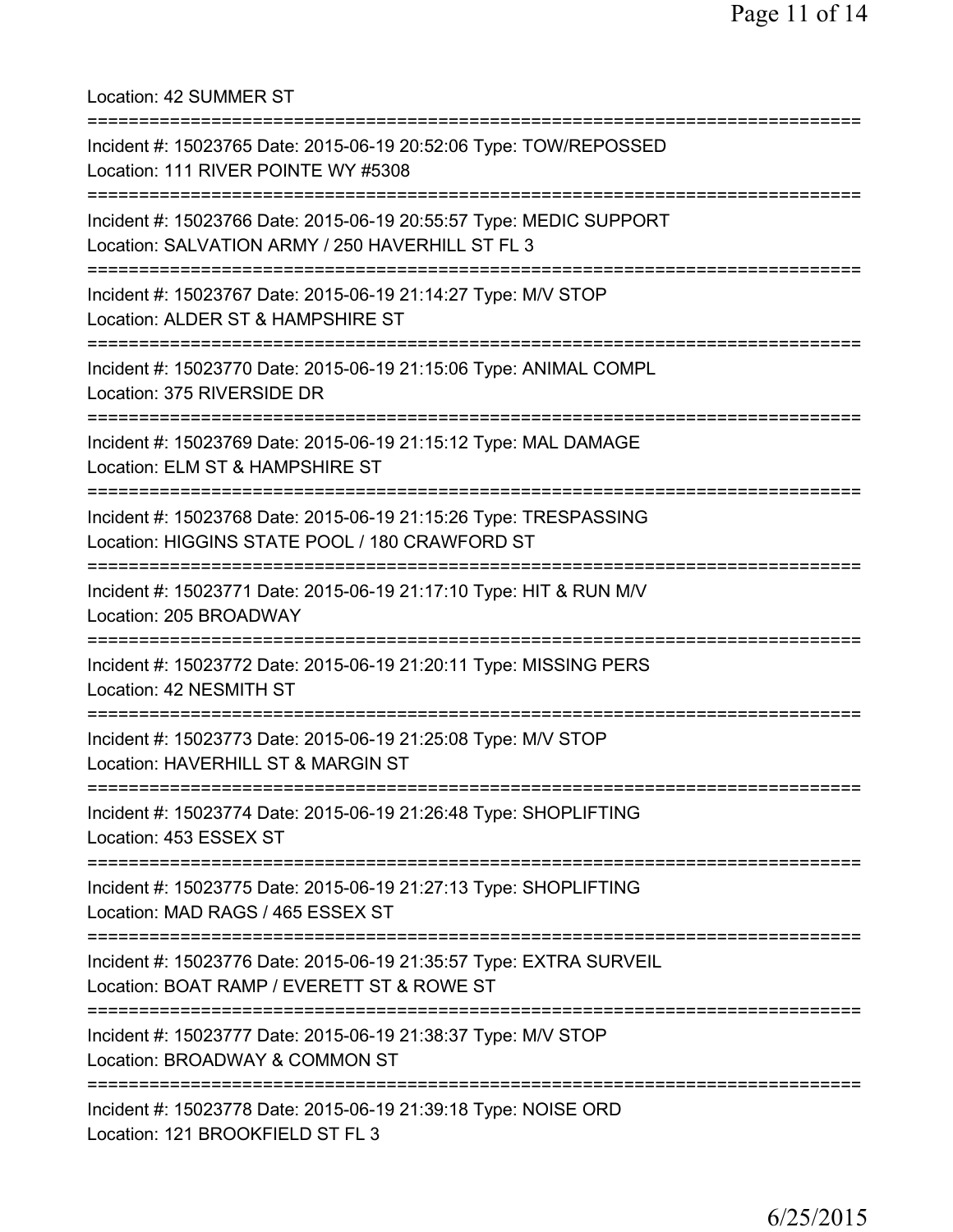Location: 42 SUMMER ST

===========================================================================

Incident #: 15023765 Date: 2015-06-19 20:52:06 Type: TOW/REPOSSED
Location: 111 RIVER POINTE WY #5308

===========================================================================

Incident #: 15023766 Date: 2015-06-19 20:55:57 Type: MEDIC SUPPORT
Location: SALVATION ARMY / 250 HAVERHILL ST FL 3

===========================================================================

Incident #: 15023767 Date: 2015-06-19 21:14:27 Type: M/V STOP
Location: ALDER ST & HAMPSHIRE ST

===========================================================================

Incident #: 15023770 Date: 2015-06-19 21:15:06 Type: ANIMAL COMPL
Location: 375 RIVERSIDE DR

===========================================================================

Incident #: 15023769 Date: 2015-06-19 21:15:12 Type: MAL DAMAGE
Location: ELM ST & HAMPSHIRE ST

===========================================================================

Incident #: 15023768 Date: 2015-06-19 21:15:26 Type: TRESPASSING
Location: HIGGINS STATE POOL / 180 CRAWFORD ST

===========================================================================

Incident #: 15023771 Date: 2015-06-19 21:17:10 Type: HIT & RUN M/V
Location: 205 BROADWAY

===========================================================================

Incident #: 15023772 Date: 2015-06-19 21:20:11 Type: MISSING PERS
Location: 42 NESMITH ST

===========================================================================

Incident #: 15023773 Date: 2015-06-19 21:25:08 Type: M/V STOP
Location: HAVERHILL ST & MARGIN ST

===========================================================================

Incident #: 15023774 Date: 2015-06-19 21:26:48 Type: SHOPLIFTING
Location: 453 ESSEX ST

===========================================================================

Incident #: 15023775 Date: 2015-06-19 21:27:13 Type: SHOPLIFTING
Location: MAD RAGS / 465 ESSEX ST

===========================================================================

Incident #: 15023776 Date: 2015-06-19 21:35:57 Type: EXTRA SURVEIL
Location: BOAT RAMP / EVERETT ST & ROWE ST

===========================================================================

Incident #: 15023777 Date: 2015-06-19 21:38:37 Type: M/V STOP
Location: BROADWAY & COMMON ST

===========================================================================

Incident #: 15023778 Date: 2015-06-19 21:39:18 Type: NOISE ORD
Location: 121 BROOKFIELD ST FL 3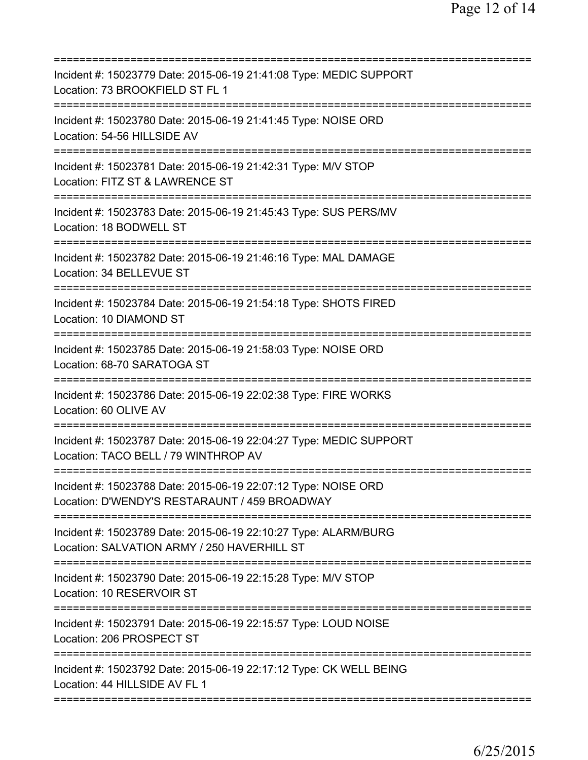==============================================================================
Incident #: 15023779 Date: 2015-06-19 21:41:08 Type: MEDIC SUPPORT
Location: 73 BROOKFIELD ST FL 1
==============================================================================
Incident #: 15023780 Date: 2015-06-19 21:41:45 Type: NOISE ORD
Location: 54-56 HILLSIDE AV
==============================================================================
Incident #: 15023781 Date: 2015-06-19 21:42:31 Type: M/V STOP
Location: FITZ ST & LAWRENCE ST
==============================================================================
Incident #: 15023783 Date: 2015-06-19 21:45:43 Type: SUS PERS/MV
Location: 18 BODWELL ST
==============================================================================
Incident #: 15023782 Date: 2015-06-19 21:46:16 Type: MAL DAMAGE
Location: 34 BELLEVUE ST
==============================================================================
Incident #: 15023784 Date: 2015-06-19 21:54:18 Type: SHOTS FIRED
Location: 10 DIAMOND ST
==============================================================================
Incident #: 15023785 Date: 2015-06-19 21:58:03 Type: NOISE ORD
Location: 68-70 SARATOGA ST
==============================================================================
Incident #: 15023786 Date: 2015-06-19 22:02:38 Type: FIRE WORKS
Location: 60 OLIVE AV
==============================================================================
Incident #: 15023787 Date: 2015-06-19 22:04:27 Type: MEDIC SUPPORT
Location: TACO BELL / 79 WINTHROP AV
==============================================================================
Incident #: 15023788 Date: 2015-06-19 22:07:12 Type: NOISE ORD
Location: D'WENDY'S RESTARAUNT / 459 BROADWAY
==============================================================================
Incident #: 15023789 Date: 2015-06-19 22:10:27 Type: ALARM/BURG
Location: SALVATION ARMY / 250 HAVERHILL ST
==============================================================================
Incident #: 15023790 Date: 2015-06-19 22:15:28 Type: M/V STOP
Location: 10 RESERVOIR ST
==============================================================================
Incident #: 15023791 Date: 2015-06-19 22:15:57 Type: LOUD NOISE
Location: 206 PROSPECT ST
==============================================================================
Incident #: 15023792 Date: 2015-06-19 22:17:12 Type: CK WELL BEING
Location: 44 HILLSIDE AV FL 1
==============================================================================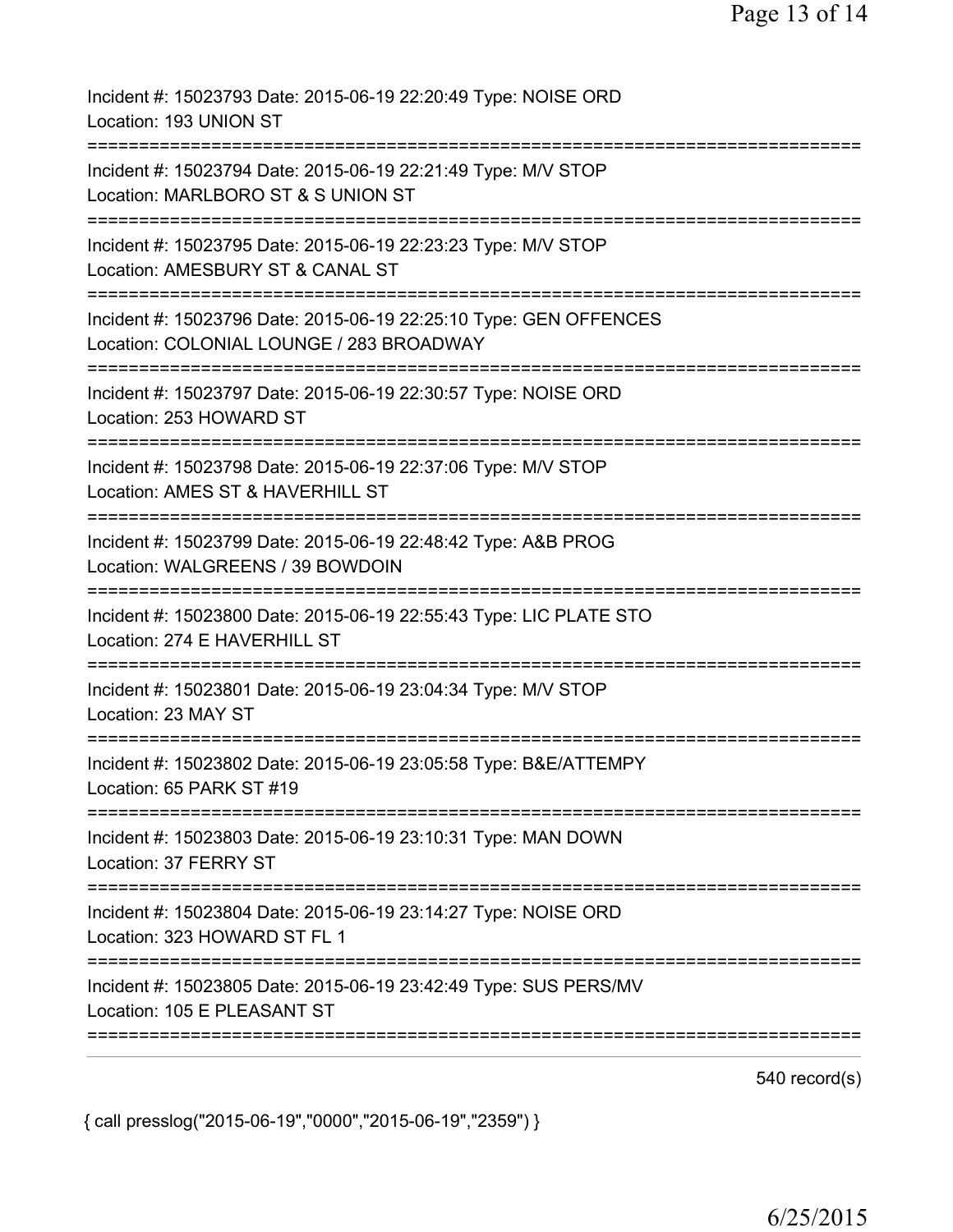Incident #: 15023793 Date: 2015-06-19 22:20:49 Type: NOISE ORD
Location: 193 UNION ST

===========================================================================

Incident #: 15023794 Date: 2015-06-19 22:21:49 Type: M/V STOP
Location: MARLBORO ST & S UNION ST

===========================================================================

Incident #: 15023795 Date: 2015-06-19 22:23:23 Type: M/V STOP
Location: AMESBURY ST & CANAL ST

===========================================================================

Incident #: 15023796 Date: 2015-06-19 22:25:10 Type: GEN OFFENCES
Location: COLONIAL LOUNGE / 283 BROADWAY

===========================================================================

Incident #: 15023797 Date: 2015-06-19 22:30:57 Type: NOISE ORD
Location: 253 HOWARD ST

===========================================================================

Incident #: 15023798 Date: 2015-06-19 22:37:06 Type: M/V STOP
Location: AMES ST & HAVERHILL ST

===========================================================================

Incident #: 15023799 Date: 2015-06-19 22:48:42 Type: A&B PROG
Location: WALGREENS / 39 BOWDOIN

===========================================================================

Incident #: 15023800 Date: 2015-06-19 22:55:43 Type: LIC PLATE STO
Location: 274 E HAVERHILL ST

===========================================================================

Incident #: 15023801 Date: 2015-06-19 23:04:34 Type: M/V STOP
Location: 23 MAY ST

===========================================================================

Incident #: 15023802 Date: 2015-06-19 23:05:58 Type: B&E/ATTEMPY
Location: 65 PARK ST #19

===========================================================================

Incident #: 15023803 Date: 2015-06-19 23:10:31 Type: MAN DOWN
Location: 37 FERRY ST

===========================================================================

Incident #: 15023804 Date: 2015-06-19 23:14:27 Type: NOISE ORD
Location: 323 HOWARD ST FL 1

===========================================================================

Incident #: 15023805 Date: 2015-06-19 23:42:49 Type: SUS PERS/MV
Location: 105 E PLEASANT ST

===========================================================================

540 record(s)

{ call presslog("2015-06-19","0000","2015-06-19","2359") }

6/25/2015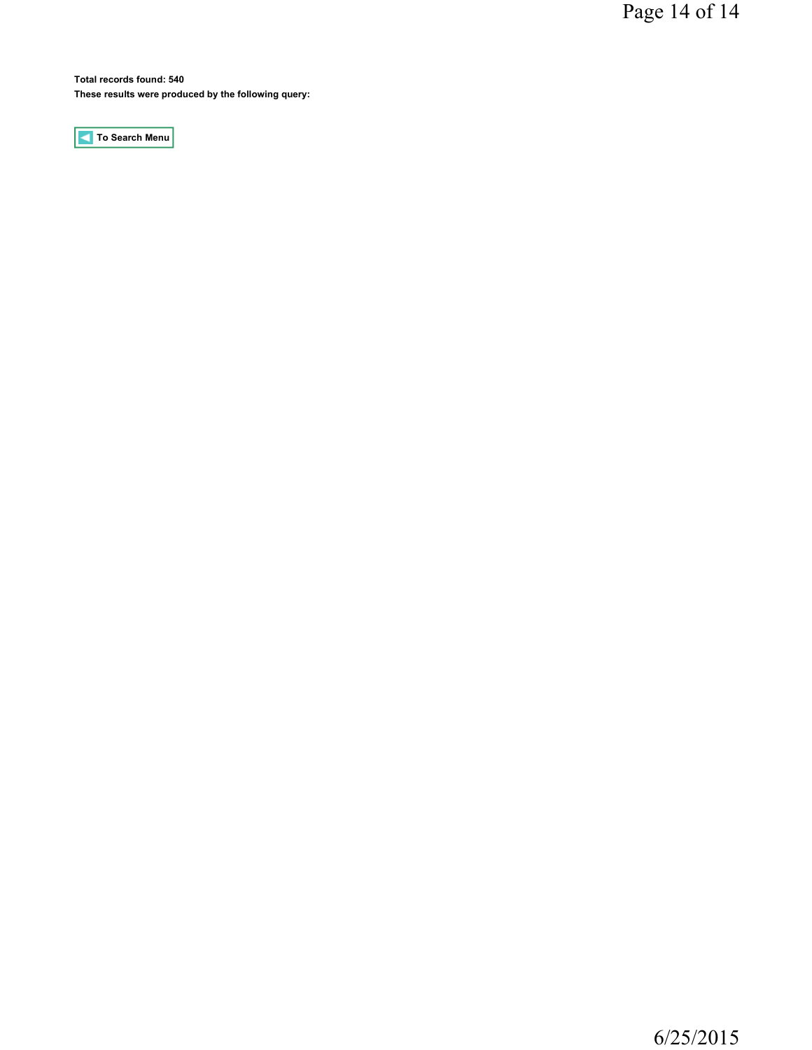**Total records found: 540**

**These results were produced by the following query:**

To Search Menu